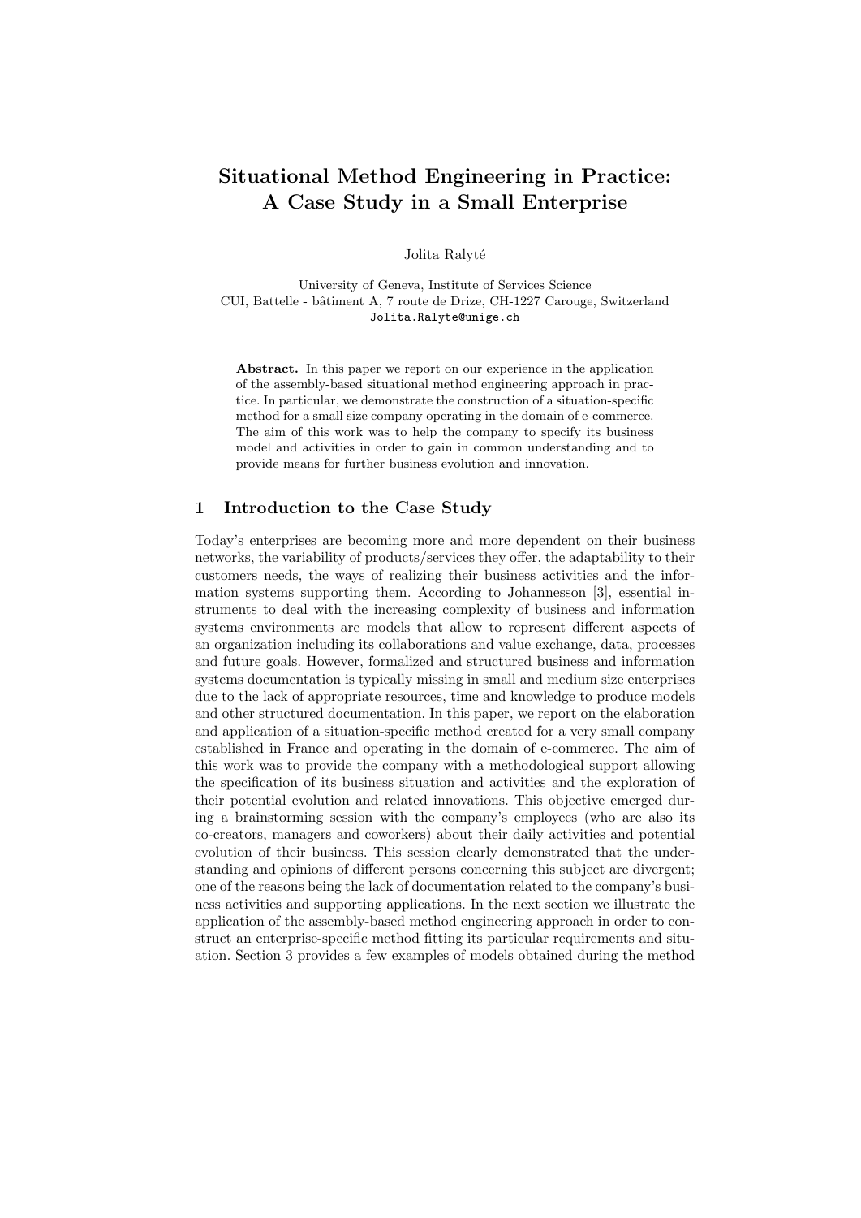# Situational Method Engineering in Practice: A Case Study in a Small Enterprise

Jolita Ralyté

University of Geneva, Institute of Services Science
CUI, Battelle - bâtiment A, 7 route de Drize, CH-1227 Carouge, Switzerland
Jolita.Ralyte@unige.ch

**Abstract.** In this paper we report on our experience in the application of the assembly-based situational method engineering approach in practice. In particular, we demonstrate the construction of a situation-specific method for a small size company operating in the domain of e-commerce. The aim of this work was to help the company to specify its business model and activities in order to gain in common understanding and to provide means for further business evolution and innovation.

## 1 Introduction to the Case Study

Today's enterprises are becoming more and more dependent on their business networks, the variability of products/services they offer, the adaptability to their customers needs, the ways of realizing their business activities and the information systems supporting them. According to Johannesson [3], essential instruments to deal with the increasing complexity of business and information systems environments are models that allow to represent different aspects of an organization including its collaborations and value exchange, data, processes and future goals. However, formalized and structured business and information systems documentation is typically missing in small and medium size enterprises due to the lack of appropriate resources, time and knowledge to produce models and other structured documentation. In this paper, we report on the elaboration and application of a situation-specific method created for a very small company established in France and operating in the domain of e-commerce. The aim of this work was to provide the company with a methodological support allowing the specification of its business situation and activities and the exploration of their potential evolution and related innovations. This objective emerged during a brainstorming session with the company's employees (who are also its co-creators, managers and coworkers) about their daily activities and potential evolution of their business. This session clearly demonstrated that the understanding and opinions of different persons concerning this subject are divergent; one of the reasons being the lack of documentation related to the company's business activities and supporting applications. In the next section we illustrate the application of the assembly-based method engineering approach in order to construct an enterprise-specific method fitting its particular requirements and situation. Section 3 provides a few examples of models obtained during the method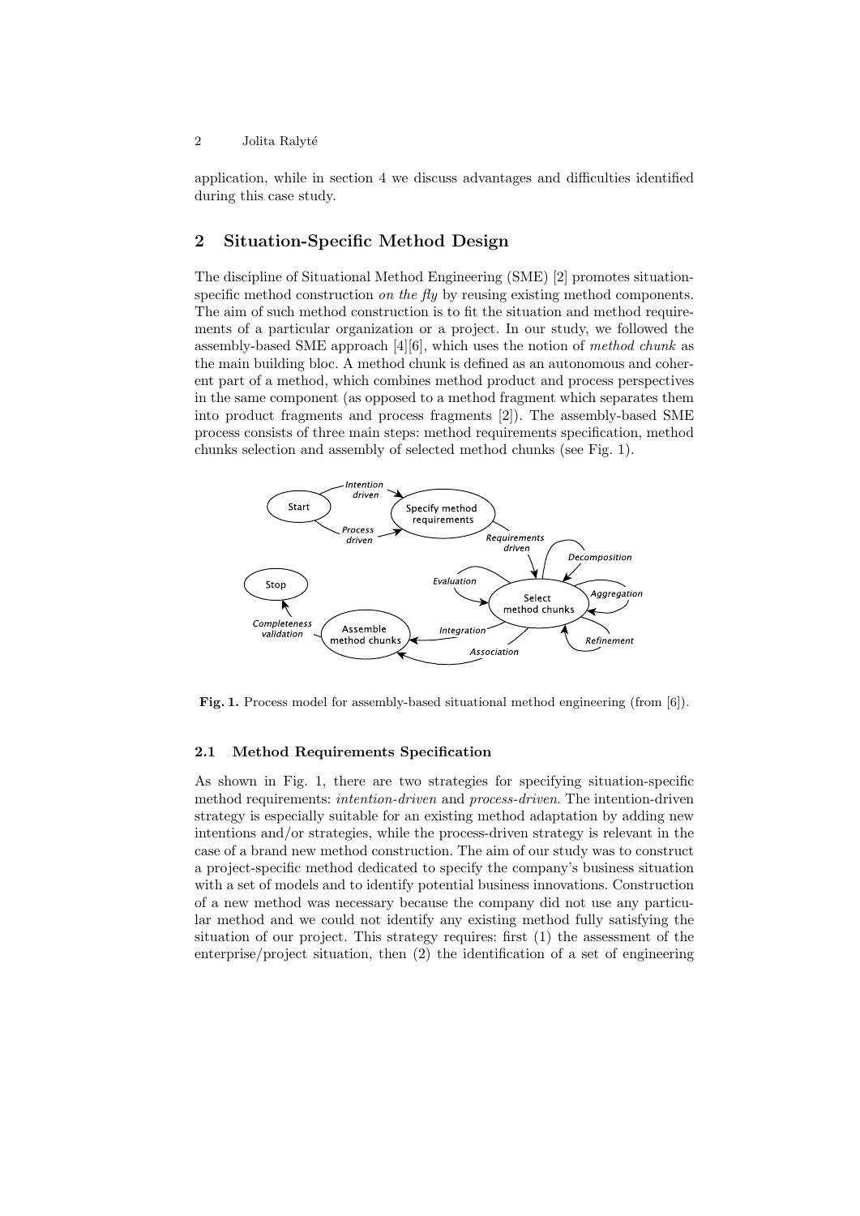application, while in section 4 we discuss advantages and difficulties identified during this case study.

## 2 Situation-Specific Method Design

The discipline of Situational Method Engineering (SME) [2] promotes situation-specific method construction *on the fly* by reusing existing method components. The aim of such method construction is to fit the situation and method requirements of a particular organization or a project. In our study, we followed the assembly-based SME approach [4][6], which uses the notion of *method chunk* as the main building bloc. A method chunk is defined as an autonomous and coherent part of a method, which combines method product and process perspectives in the same component (as opposed to a method fragment which separates them into product fragments and process fragments [2]). The assembly-based SME process consists of three main steps: method requirements specification, method chunks selection and assembly of selected method chunks (see Fig. 1).

**Fig. 1.** Process model for assembly-based situational method engineering (from [6]).

### 2.1 Method Requirements Specification

As shown in Fig. 1, there are two strategies for specifying situation-specific method requirements: *intention-driven* and *process-driven*. The intention-driven strategy is especially suitable for an existing method adaptation by adding new intentions and/or strategies, while the process-driven strategy is relevant in the case of a brand new method construction. The aim of our study was to construct a project-specific method dedicated to specify the company's business situation with a set of models and to identify potential business innovations. Construction of a new method was necessary because the company did not use any particular method and we could not identify any existing method fully satisfying the situation of our project. This strategy requires: first (1) the assessment of the enterprise/project situation, then (2) the identification of a set of engineering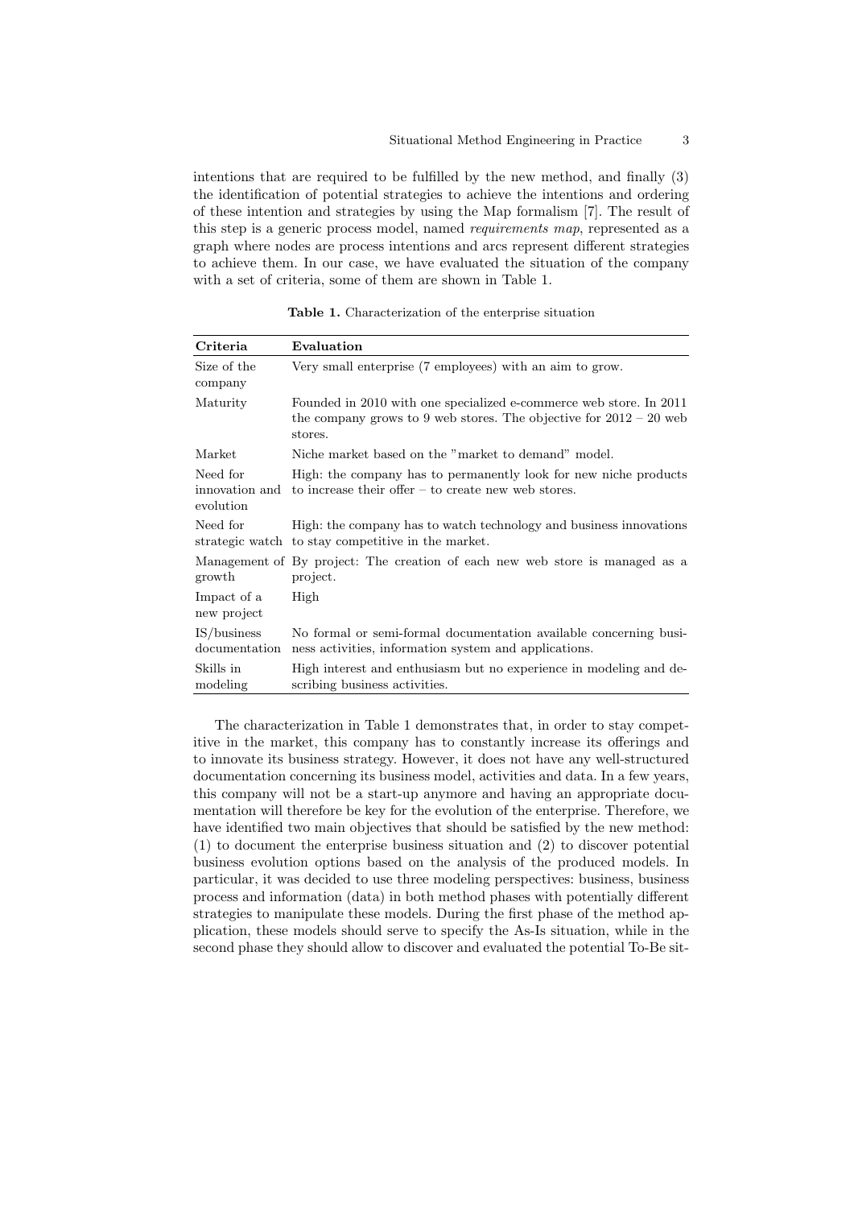intentions that are required to be fulfilled by the new method, and finally (3) the identification of potential strategies to achieve the intentions and ordering of these intention and strategies by using the Map formalism [7]. The result of this step is a generic process model, named *requirements map*, represented as a graph where nodes are process intentions and arcs represent different strategies to achieve them. In our case, we have evaluated the situation of the company with a set of criteria, some of them are shown in Table 1.

**Table 1.** Characterization of the enterprise situation

| **Criteria** | **Evaluation** |
|---|---|
| Size of the company | Very small enterprise (7 employees) with an aim to grow. |
| Maturity | Founded in 2010 with one specialized e-commerce web store. In 2011 the company grows to 9 web stores. The objective for 2012 – 20 web stores. |
| Market | Niche market based on the "market to demand" model. |
| Need for innovation and evolution | High: the company has to permanently look for new niche products to increase their offer – to create new web stores. |
| Need for strategic watch | High: the company has to watch technology and business innovations to stay competitive in the market. |
| Management of growth | By project: The creation of each new web store is managed as a project. |
| Impact of a new project | High |
| IS/business documentation | No formal or semi-formal documentation available concerning business activities, information system and applications. |
| Skills in modeling | High interest and enthusiasm but no experience in modeling and describing business activities. |

The characterization in Table 1 demonstrates that, in order to stay competitive in the market, this company has to constantly increase its offerings and to innovate its business strategy. However, it does not have any well-structured documentation concerning its business model, activities and data. In a few years, this company will not be a start-up anymore and having an appropriate documentation will therefore be key for the evolution of the enterprise. Therefore, we have identified two main objectives that should be satisfied by the new method: (1) to document the enterprise business situation and (2) to discover potential business evolution options based on the analysis of the produced models. In particular, it was decided to use three modeling perspectives: business, business process and information (data) in both method phases with potentially different strategies to manipulate these models. During the first phase of the method application, these models should serve to specify the As-Is situation, while in the second phase they should allow to discover and evaluated the potential To-Be sit-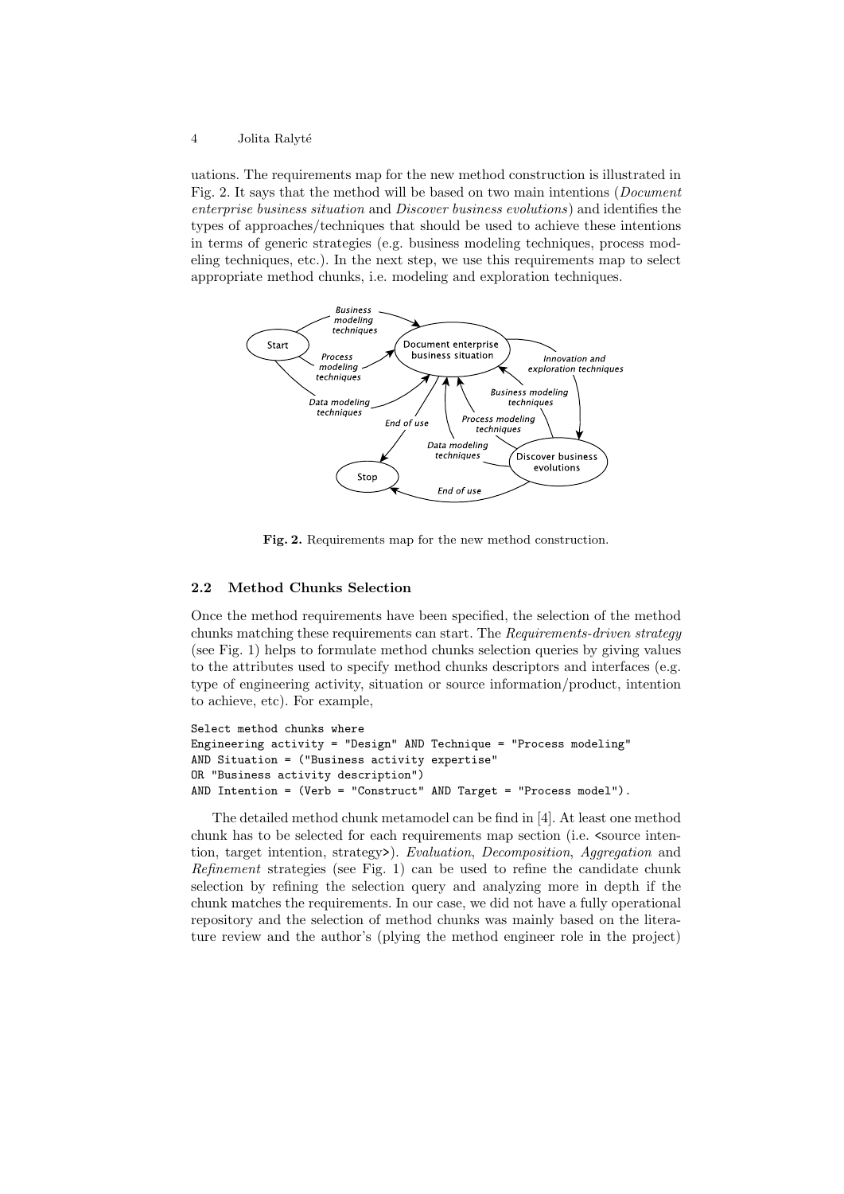uations. The requirements map for the new method construction is illustrated in Fig. 2. It says that the method will be based on two main intentions (*Document enterprise business situation* and *Discover business evolutions*) and identifies the types of approaches/techniques that should be used to achieve these intentions in terms of generic strategies (e.g. business modeling techniques, process modeling techniques, etc.). In the next step, we use this requirements map to select appropriate method chunks, i.e. modeling and exploration techniques.

**Fig. 2.** Requirements map for the new method construction.

### 2.2 Method Chunks Selection

Once the method requirements have been specified, the selection of the method chunks matching these requirements can start. The *Requirements-driven strategy* (see Fig. 1) helps to formulate method chunks selection queries by giving values to the attributes used to specify method chunks descriptors and interfaces (e.g. type of engineering activity, situation or source information/product, intention to achieve, etc). For example,

```
Select method chunks where
Engineering activity = "Design" AND Technique = "Process modeling"
AND Situation = ("Business activity expertise"
OR "Business activity description")
AND Intention = (Verb = "Construct" AND Target = "Process model").
```

The detailed method chunk metamodel can be find in [4]. At least one method chunk has to be selected for each requirements map section (i.e. <source intention, target intention, strategy>). *Evaluation*, *Decomposition*, *Aggregation* and *Refinement* strategies (see Fig. 1) can be used to refine the candidate chunk selection by refining the selection query and analyzing more in depth if the chunk matches the requirements. In our case, we did not have a fully operational repository and the selection of method chunks was mainly based on the literature review and the author's (plying the method engineer role in the project)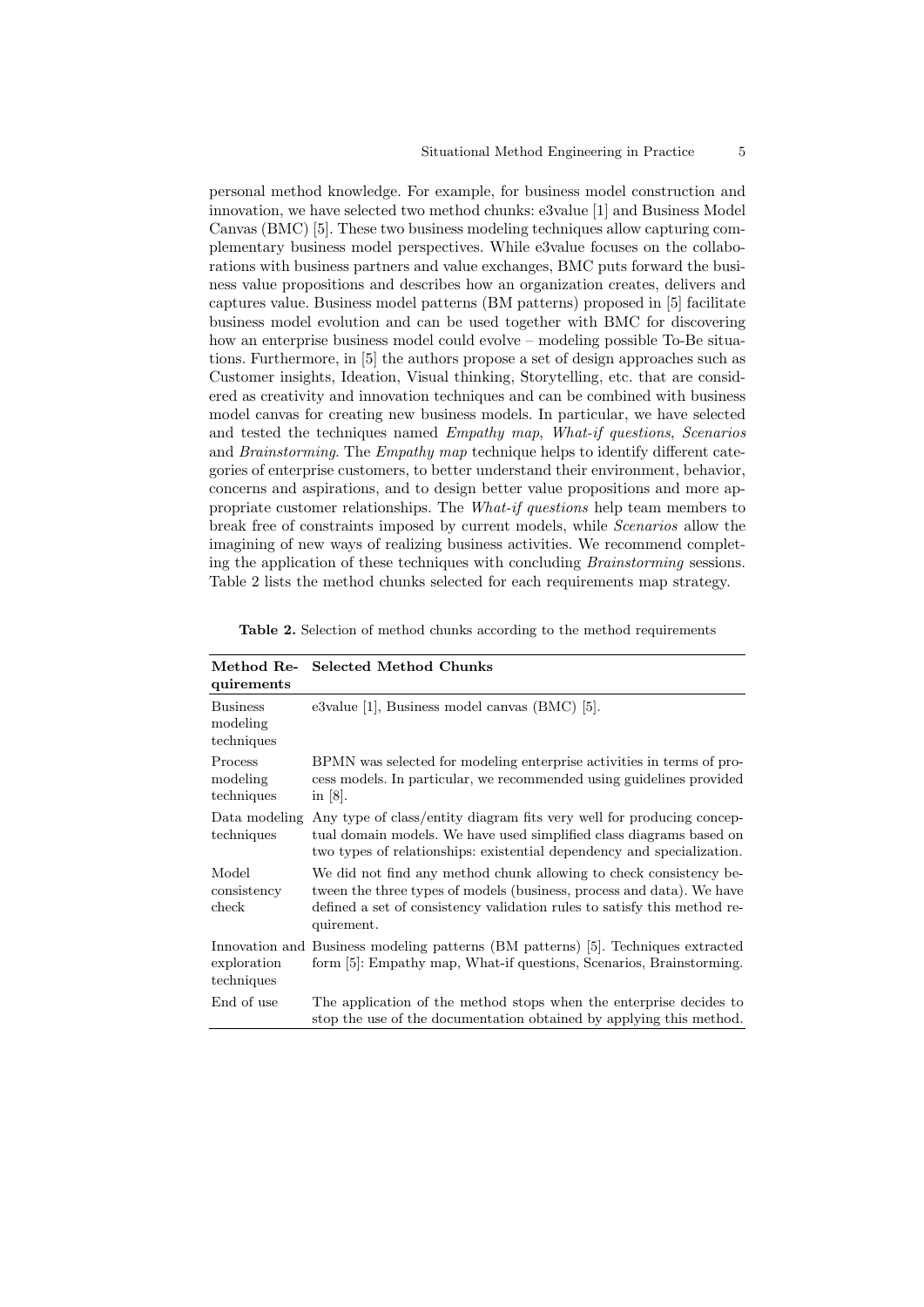personal method knowledge. For example, for business model construction and innovation, we have selected two method chunks: e3value [1] and Business Model Canvas (BMC) [5]. These two business modeling techniques allow capturing complementary business model perspectives. While e3value focuses on the collaborations with business partners and value exchanges, BMC puts forward the business value propositions and describes how an organization creates, delivers and captures value. Business model patterns (BM patterns) proposed in [5] facilitate business model evolution and can be used together with BMC for discovering how an enterprise business model could evolve – modeling possible To-Be situations. Furthermore, in [5] the authors propose a set of design approaches such as Customer insights, Ideation, Visual thinking, Storytelling, etc. that are considered as creativity and innovation techniques and can be combined with business model canvas for creating new business models. In particular, we have selected and tested the techniques named *Empathy map*, *What-if questions*, *Scenarios* and *Brainstorming*. The *Empathy map* technique helps to identify different categories of enterprise customers, to better understand their environment, behavior, concerns and aspirations, and to design better value propositions and more appropriate customer relationships. The *What-if questions* help team members to break free of constraints imposed by current models, while *Scenarios* allow the imagining of new ways of realizing business activities. We recommend completing the application of these techniques with concluding *Brainstorming* sessions. Table 2 lists the method chunks selected for each requirements map strategy.

**Table 2.** Selection of method chunks according to the method requirements

| **Method Requirements** | **Selected Method Chunks** |
|---|---|
| Business modeling techniques | e3value [1], Business model canvas (BMC) [5]. |
| Process modeling techniques | BPMN was selected for modeling enterprise activities in terms of process models. In particular, we recommended using guidelines provided in [8]. |
| Data modeling techniques | Any type of class/entity diagram fits very well for producing conceptual domain models. We have used simplified class diagrams based on two types of relationships: existential dependency and specialization. |
| Model consistency check | We did not find any method chunk allowing to check consistency between the three types of models (business, process and data). We have defined a set of consistency validation rules to satisfy this method requirement. |
| Innovation and exploration techniques | Business modeling patterns (BM patterns) [5]. Techniques extracted form [5]: Empathy map, What-if questions, Scenarios, Brainstorming. |
| End of use | The application of the method stops when the enterprise decides to stop the use of the documentation obtained by applying this method. |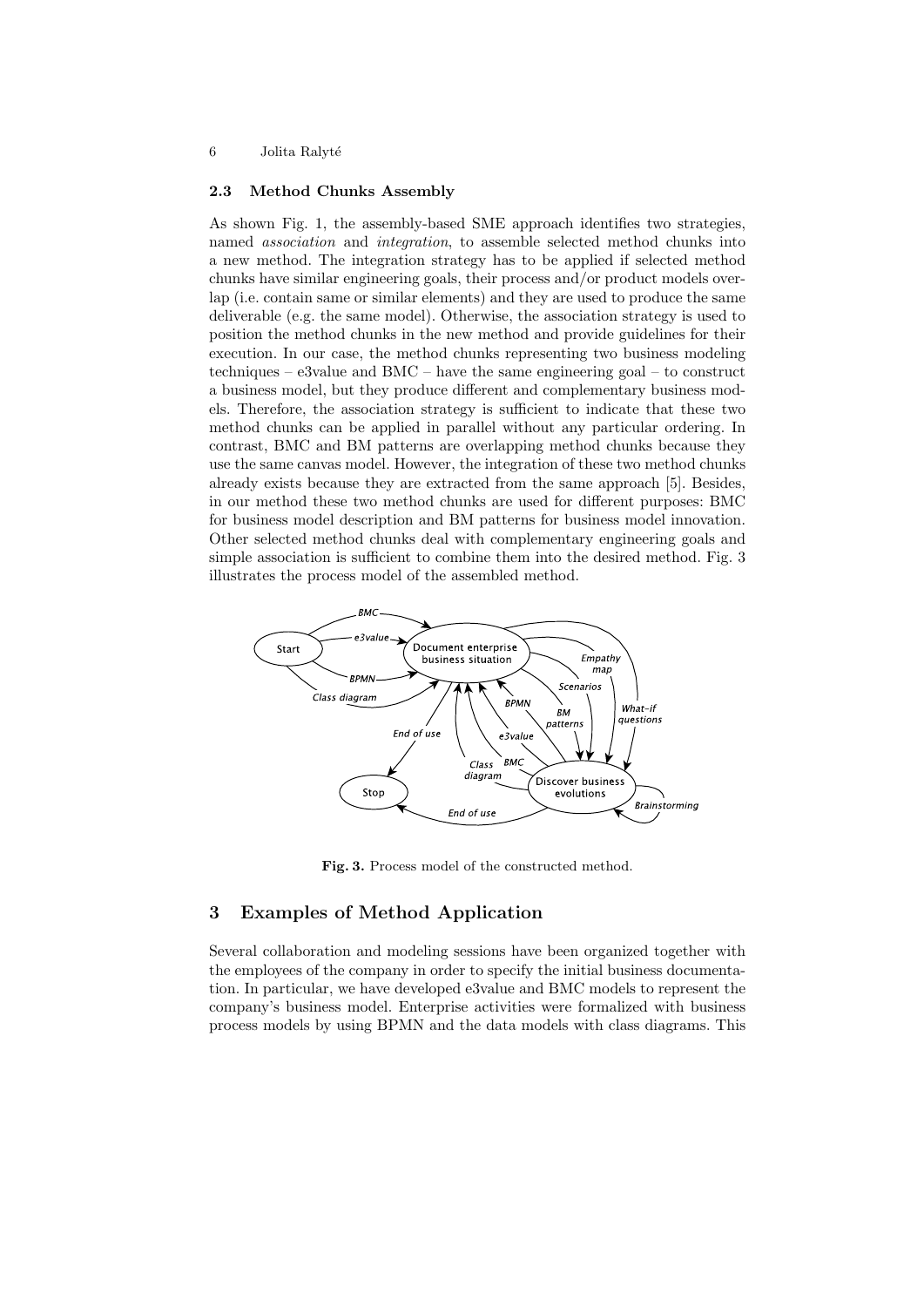### 2.3 Method Chunks Assembly

As shown Fig. 1, the assembly-based SME approach identifies two strategies, named *association* and *integration*, to assemble selected method chunks into a new method. The integration strategy has to be applied if selected method chunks have similar engineering goals, their process and/or product models overlap (i.e. contain same or similar elements) and they are used to produce the same deliverable (e.g. the same model). Otherwise, the association strategy is used to position the method chunks in the new method and provide guidelines for their execution. In our case, the method chunks representing two business modeling techniques – e3value and BMC – have the same engineering goal – to construct a business model, but they produce different and complementary business models. Therefore, the association strategy is sufficient to indicate that these two method chunks can be applied in parallel without any particular ordering. In contrast, BMC and BM patterns are overlapping method chunks because they use the same canvas model. However, the integration of these two method chunks already exists because they are extracted from the same approach [5]. Besides, in our method these two method chunks are used for different purposes: BMC for business model description and BM patterns for business model innovation. Other selected method chunks deal with complementary engineering goals and simple association is sufficient to combine them into the desired method. Fig. 3 illustrates the process model of the assembled method.

**Fig. 3.** Process model of the constructed method.

## 3 Examples of Method Application

Several collaboration and modeling sessions have been organized together with the employees of the company in order to specify the initial business documentation. In particular, we have developed e3value and BMC models to represent the company's business model. Enterprise activities were formalized with business process models by using BPMN and the data models with class diagrams. This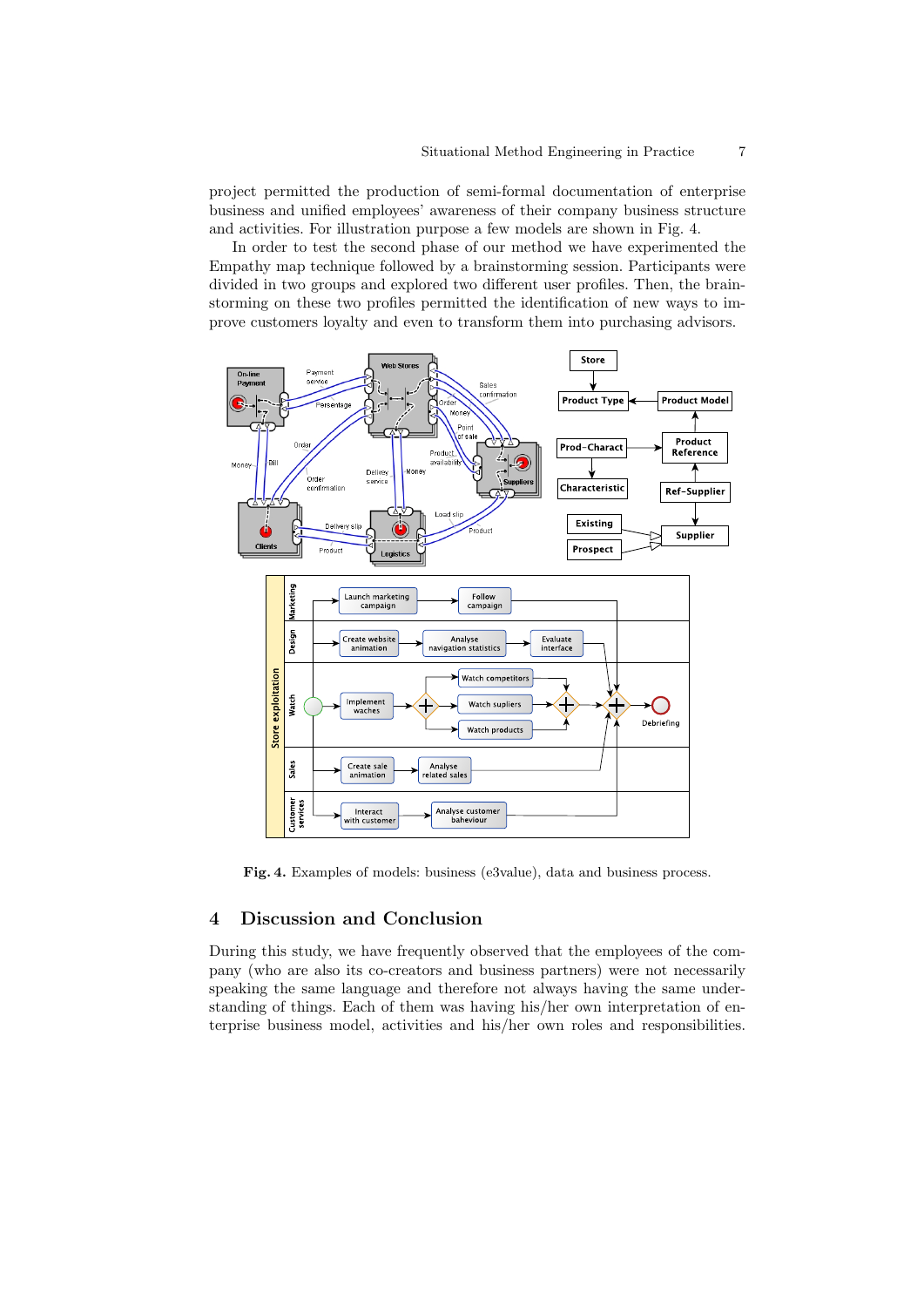project permitted the production of semi-formal documentation of enterprise business and unified employees' awareness of their company business structure and activities. For illustration purpose a few models are shown in Fig. 4.

In order to test the second phase of our method we have experimented the Empathy map technique followed by a brainstorming session. Participants were divided in two groups and explored two different user profiles. Then, the brainstorming on these two profiles permitted the identification of new ways to improve customers loyalty and even to transform them into purchasing advisors.

**Fig. 4.** Examples of models: business (e3value), data and business process.

## 4 Discussion and Conclusion

During this study, we have frequently observed that the employees of the company (who are also its co-creators and business partners) were not necessarily speaking the same language and therefore not always having the same understanding of things. Each of them was having his/her own interpretation of enterprise business model, activities and his/her own roles and responsibilities.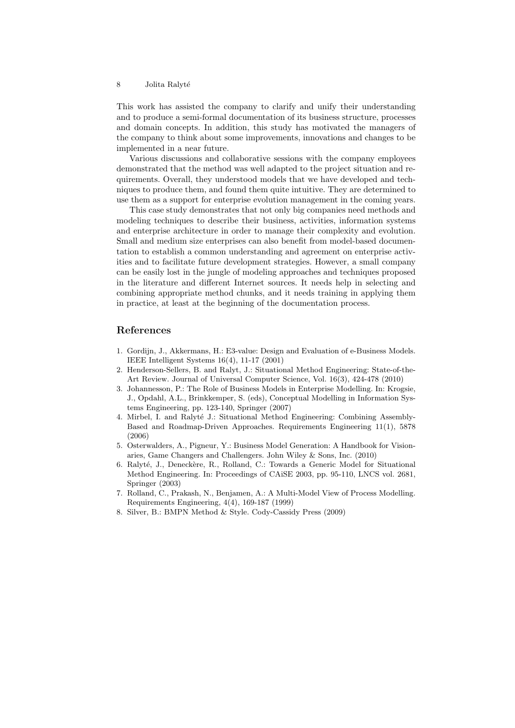This work has assisted the company to clarify and unify their understanding and to produce a semi-formal documentation of its business structure, processes and domain concepts. In addition, this study has motivated the managers of the company to think about some improvements, innovations and changes to be implemented in a near future.

Various discussions and collaborative sessions with the company employees demonstrated that the method was well adapted to the project situation and requirements. Overall, they understood models that we have developed and techniques to produce them, and found them quite intuitive. They are determined to use them as a support for enterprise evolution management in the coming years.

This case study demonstrates that not only big companies need methods and modeling techniques to describe their business, activities, information systems and enterprise architecture in order to manage their complexity and evolution. Small and medium size enterprises can also benefit from model-based documentation to establish a common understanding and agreement on enterprise activities and to facilitate future development strategies. However, a small company can be easily lost in the jungle of modeling approaches and techniques proposed in the literature and different Internet sources. It needs help in selecting and combining appropriate method chunks, and it needs training in applying them in practice, at least at the beginning of the documentation process.

## References

1. Gordijn, J., Akkermans, H.: E3-value: Design and Evaluation of e-Business Models. IEEE Intelligent Systems 16(4), 11-17 (2001)
2. Henderson-Sellers, B. and Ralyt, J.: Situational Method Engineering: State-of-the-Art Review. Journal of Universal Computer Science, Vol. 16(3), 424-478 (2010)
3. Johannesson, P.: The Role of Business Models in Enterprise Modelling. In: Krogsie, J., Opdahl, A.L., Brinkkemper, S. (eds), Conceptual Modelling in Information Systems Engineering, pp. 123-140, Springer (2007)
4. Mirbel, I. and Ralyté J.: Situational Method Engineering: Combining Assembly-Based and Roadmap-Driven Approaches. Requirements Engineering 11(1), 5878 (2006)
5. Osterwalders, A., Pigneur, Y.: Business Model Generation: A Handbook for Visionaries, Game Changers and Challengers. John Wiley & Sons, Inc. (2010)
6. Ralyté, J., Deneckère, R., Rolland, C.: Towards a Generic Model for Situational Method Engineering. In: Proceedings of CAiSE 2003, pp. 95-110, LNCS vol. 2681, Springer (2003)
7. Rolland, C., Prakash, N., Benjamen, A.: A Multi-Model View of Process Modelling. Requirements Engineering, 4(4), 169-187 (1999)
8. Silver, B.: BMPN Method & Style. Cody-Cassidy Press (2009)